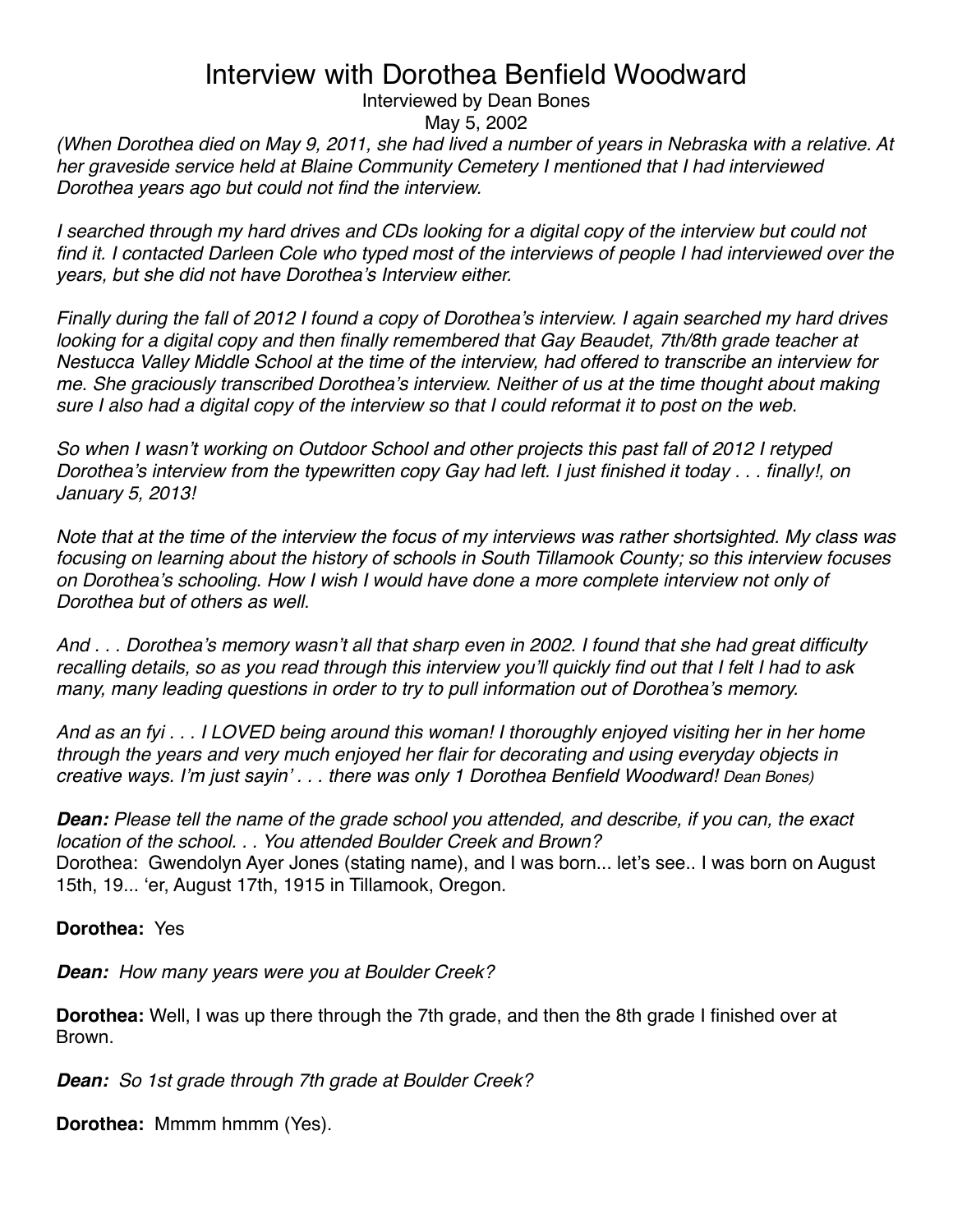# Interview with Dorothea Benfield Woodward

Interviewed by Dean Bones

May 5, 2002

*(When Dorothea died on May 9, 2011, she had lived a number of years in Nebraska with a relative. At her graveside service held at Blaine Community Cemetery I mentioned that I had interviewed Dorothea years ago but could not find the interview.*

*I searched through my hard drives and CDs looking for a digital copy of the interview but could not find it. I contacted Darleen Cole who typed most of the interviews of people I had interviewed over the years, but she did not have Dorothea's Interview either.*

*Finally during the fall of 2012 I found a copy of Dorothea's interview. I again searched my hard drives looking for a digital copy and then finally remembered that Gay Beaudet, 7th/8th grade teacher at Nestucca Valley Middle School at the time of the interview, had offered to transcribe an interview for me. She graciously transcribed Dorothea's interview. Neither of us at the time thought about making sure I also had a digital copy of the interview so that I could reformat it to post on the web.*

*So when I wasn't working on Outdoor School and other projects this past fall of 2012 I retyped Dorothea's interview from the typewritten copy Gay had left. I just finished it today . . . finally!, on January 5, 2013!*

*Note that at the time of the interview the focus of my interviews was rather shortsighted. My class was focusing on learning about the history of schools in South Tillamook County; so this interview focuses on Dorothea's schooling. How I wish I would have done a more complete interview not only of Dorothea but of others as well.*

*And . . . Dorothea's memory wasn't all that sharp even in 2002. I found that she had great difficulty recalling details, so as you read through this interview you'll quickly find out that I felt I had to ask many, many leading questions in order to try to pull information out of Dorothea's memory.*

*And as an fyi . . . I LOVED being around this woman! I thoroughly enjoyed visiting her in her home through the years and very much enjoyed her flair for decorating and using everyday objects in creative ways. I'm just sayin' . . . there was only 1 Dorothea Benfield Woodward! Dean Bones)*

***Dean:*** *Please tell the name of the grade school you attended, and describe, if you can, the exact location of the school. . . You attended Boulder Creek and Brown?*
Dorothea: Gwendolyn Ayer Jones (stating name), and I was born... let's see.. I was born on August 15th, 19... 'er, August 17th, 1915 in Tillamook, Oregon.

**Dorothea:** Yes

***Dean:*** *How many years were you at Boulder Creek?*

**Dorothea:** Well, I was up there through the 7th grade, and then the 8th grade I finished over at Brown.

***Dean:*** *So 1st grade through 7th grade at Boulder Creek?*

**Dorothea:** Mmmm hmmm (Yes).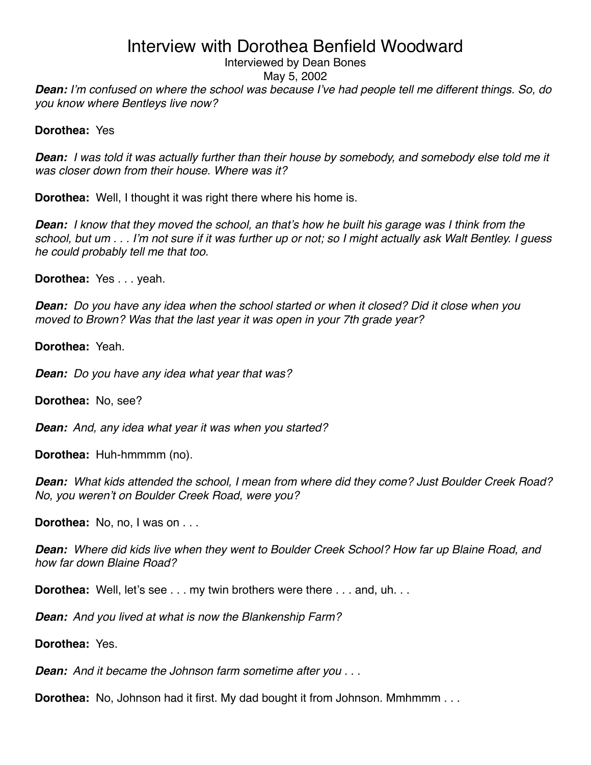# Interview with Dorothea Benfield Woodward

Interviewed by Dean Bones

May 5, 2002

***Dean:** I'm confused on where the school was because I've had people tell me different things. So, do you know where Bentleys live now?*

**Dorothea:** Yes

***Dean:** I was told it was actually further than their house by somebody, and somebody else told me it was closer down from their house. Where was it?*

**Dorothea:** Well, I thought it was right there where his home is.

***Dean:** I know that they moved the school, an that's how he built his garage was I think from the school, but um . . . I'm not sure if it was further up or not; so I might actually ask Walt Bentley. I guess he could probably tell me that too.*

**Dorothea:** Yes . . . yeah.

***Dean:** Do you have any idea when the school started or when it closed? Did it close when you moved to Brown? Was that the last year it was open in your 7th grade year?*

**Dorothea:** Yeah.

***Dean:** Do you have any idea what year that was?*

**Dorothea:** No, see?

***Dean:** And, any idea what year it was when you started?*

**Dorothea:** Huh-hmmmm (no).

***Dean:** What kids attended the school, I mean from where did they come? Just Boulder Creek Road? No, you weren't on Boulder Creek Road, were you?*

**Dorothea:** No, no, I was on . . .

***Dean:** Where did kids live when they went to Boulder Creek School? How far up Blaine Road, and how far down Blaine Road?*

**Dorothea:** Well, let's see . . . my twin brothers were there . . . and, uh. . .

***Dean:** And you lived at what is now the Blankenship Farm?*

**Dorothea:** Yes.

***Dean:** And it became the Johnson farm sometime after you . . .*

**Dorothea:** No, Johnson had it first. My dad bought it from Johnson. Mmhmmm . . .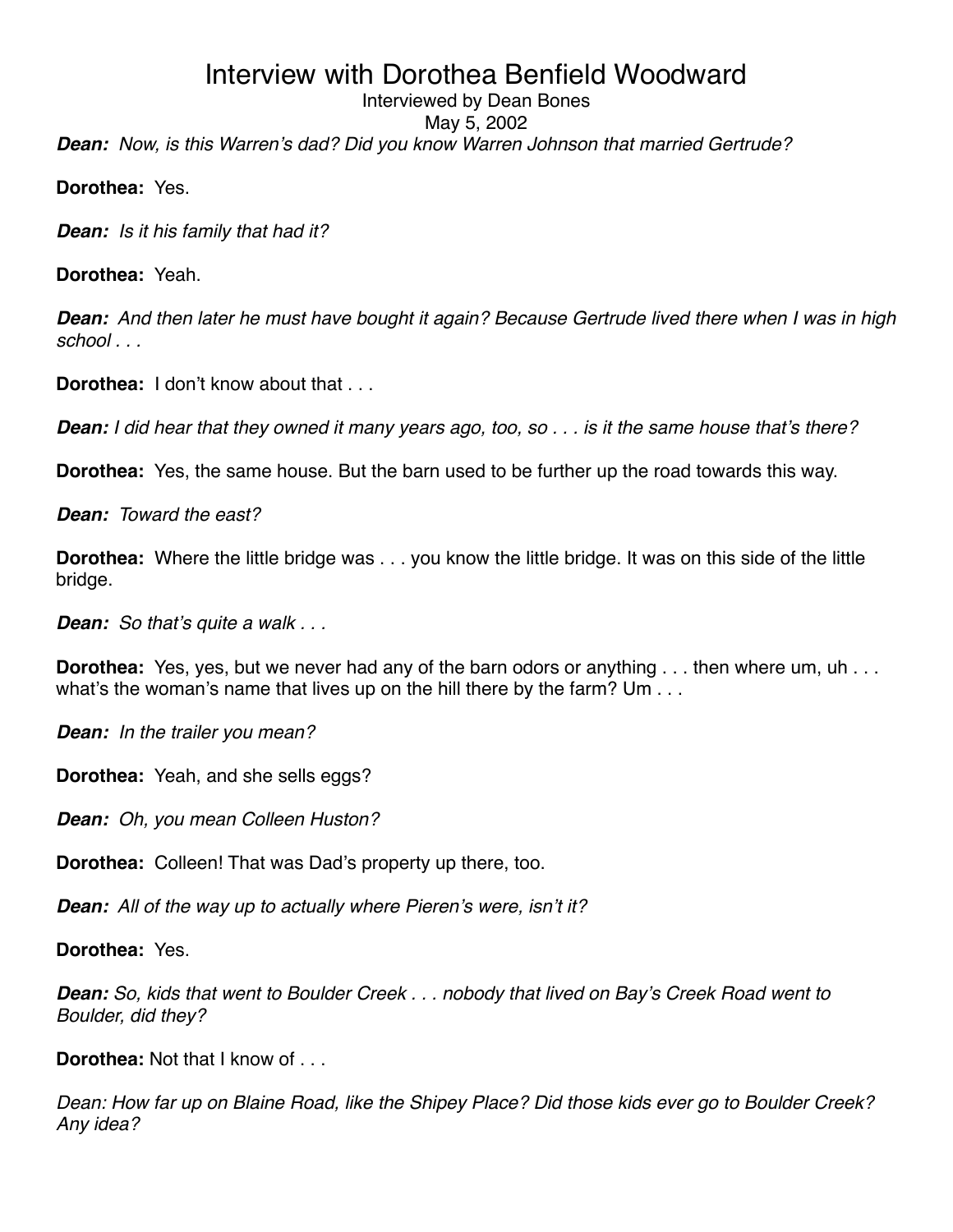***Dean:*** *Now, is this Warren's dad? Did you know Warren Johnson that married Gertrude?*

**Dorothea:** Yes.

***Dean:*** *Is it his family that had it?*

**Dorothea:** Yeah.

***Dean:*** *And then later he must have bought it again? Because Gertrude lived there when I was in high school . . .*

**Dorothea:** I don't know about that . . .

***Dean:*** *I did hear that they owned it many years ago, too, so . . . is it the same house that's there?*

**Dorothea:** Yes, the same house. But the barn used to be further up the road towards this way.

***Dean:*** *Toward the east?*

**Dorothea:** Where the little bridge was . . . you know the little bridge. It was on this side of the little bridge.

***Dean:*** *So that's quite a walk . . .*

**Dorothea:** Yes, yes, but we never had any of the barn odors or anything . . . then where um, uh . . . what's the woman's name that lives up on the hill there by the farm? Um . . .

***Dean:*** *In the trailer you mean?*

**Dorothea:** Yeah, and she sells eggs?

***Dean:*** *Oh, you mean Colleen Huston?*

**Dorothea:** Colleen! That was Dad's property up there, too.

***Dean:*** *All of the way up to actually where Pieren's were, isn't it?*

**Dorothea:** Yes.

***Dean:*** *So, kids that went to Boulder Creek . . . nobody that lived on Bay's Creek Road went to Boulder, did they?*

**Dorothea:** Not that I know of . . .

*Dean: How far up on Blaine Road, like the Shipey Place? Did those kids ever go to Boulder Creek? Any idea?*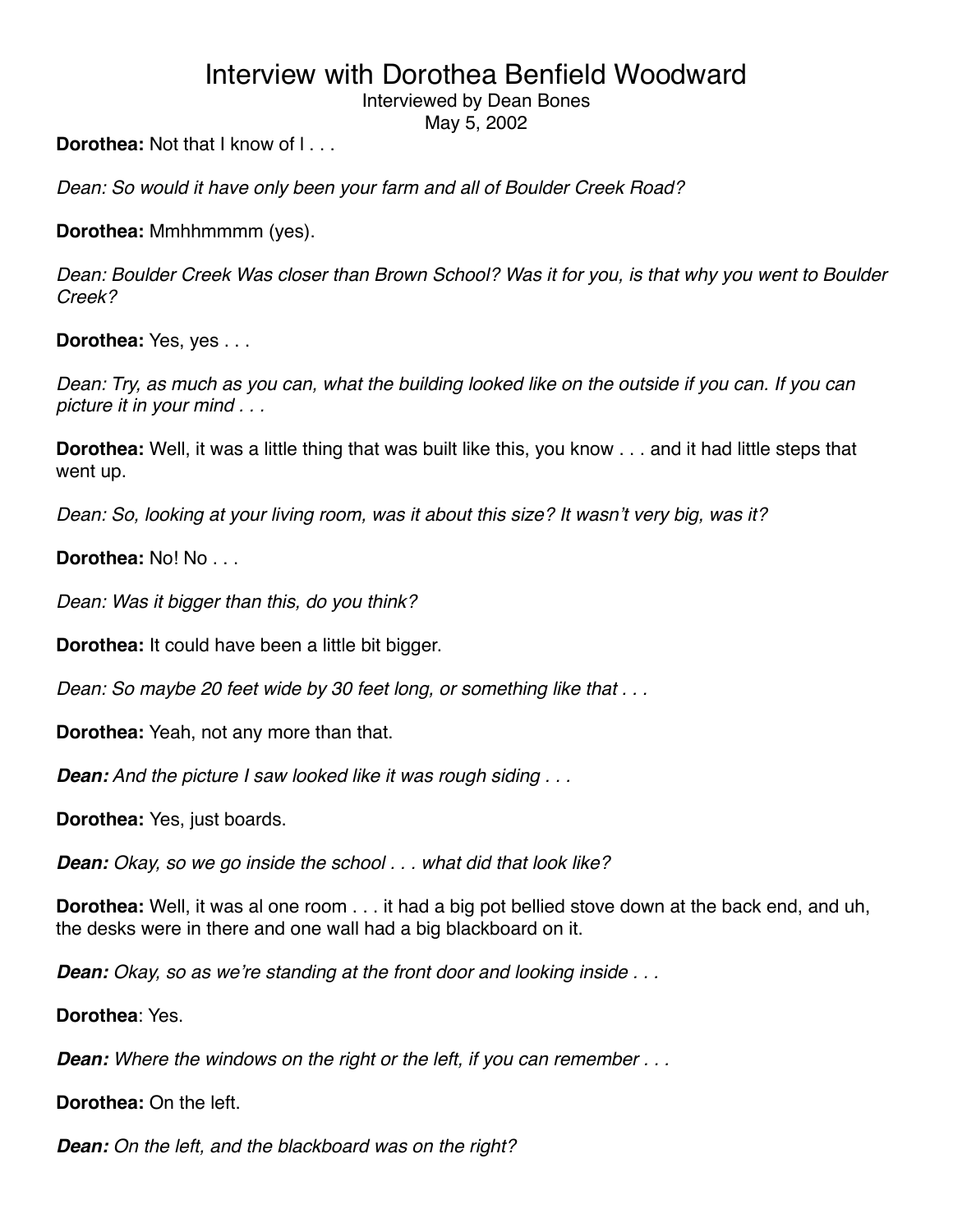# Interview with Dorothea Benfield Woodward

Interviewed by Dean Bones

May 5, 2002

**Dorothea:** Not that I know of I . . .

*Dean: So would it have only been your farm and all of Boulder Creek Road?*

**Dorothea:** Mmhhmmmm (yes).

*Dean: Boulder Creek Was closer than Brown School? Was it for you, is that why you went to Boulder Creek?*

**Dorothea:** Yes, yes . . .

*Dean: Try, as much as you can, what the building looked like on the outside if you can. If you can picture it in your mind . . .*

**Dorothea:** Well, it was a little thing that was built like this, you know . . . and it had little steps that went up.

*Dean: So, looking at your living room, was it about this size? It wasn't very big, was it?*

**Dorothea:** No! No . . .

*Dean: Was it bigger than this, do you think?*

**Dorothea:** It could have been a little bit bigger.

*Dean: So maybe 20 feet wide by 30 feet long, or something like that . . .*

**Dorothea:** Yeah, not any more than that.

***Dean:*** *And the picture I saw looked like it was rough siding . . .*

**Dorothea:** Yes, just boards.

***Dean:*** *Okay, so we go inside the school . . . what did that look like?*

**Dorothea:** Well, it was al one room . . . it had a big pot bellied stove down at the back end, and uh, the desks were in there and one wall had a big blackboard on it.

***Dean:*** *Okay, so as we're standing at the front door and looking inside . . .*

**Dorothea**: Yes.

***Dean:*** *Where the windows on the right or the left, if you can remember . . .*

**Dorothea:** On the left.

***Dean:*** *On the left, and the blackboard was on the right?*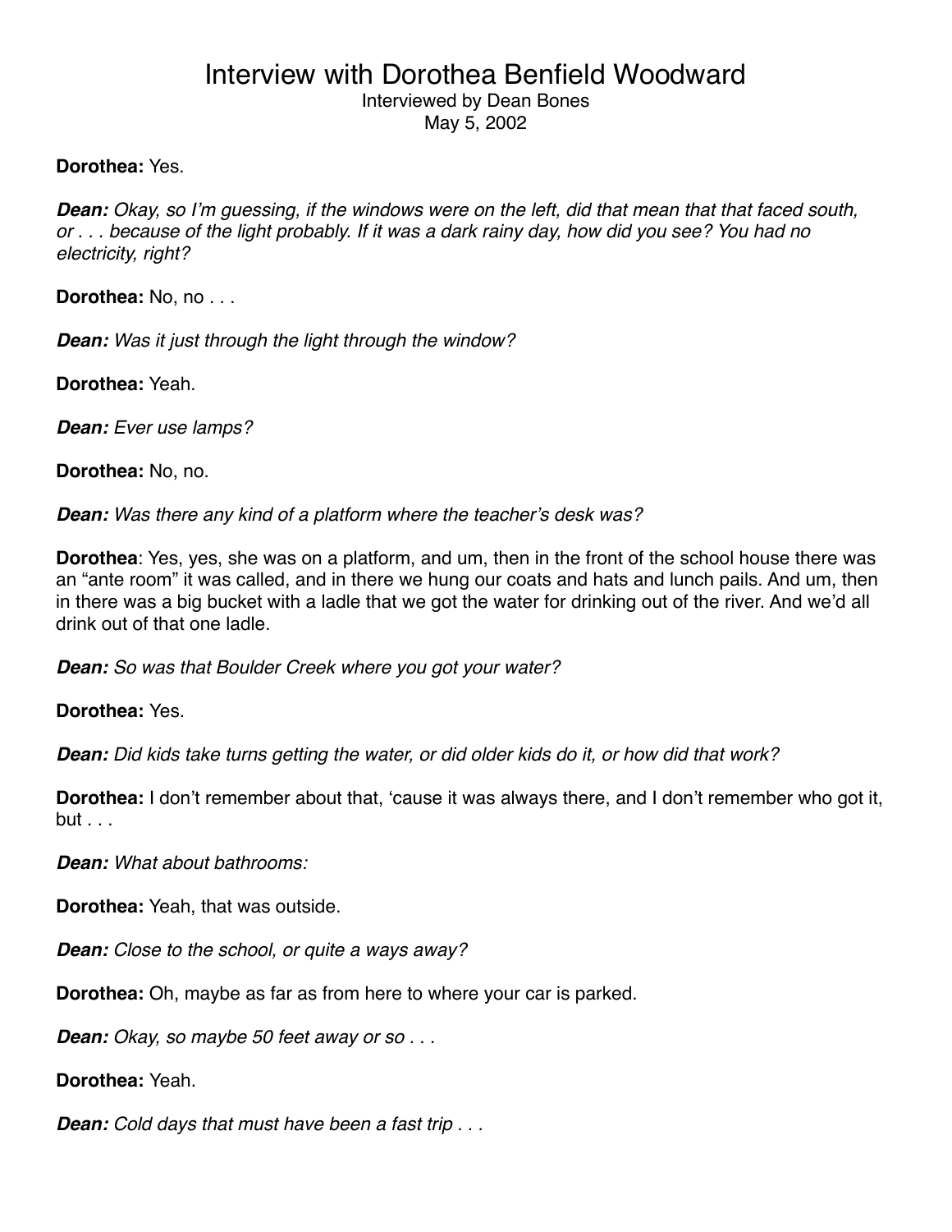**Dorothea:** Yes.

***Dean:*** *Okay, so I'm guessing, if the windows were on the left, did that mean that that faced south, or . . . because of the light probably. If it was a dark rainy day, how did you see? You had no electricity, right?*

**Dorothea:** No, no . . .

***Dean:*** *Was it just through the light through the window?*

**Dorothea:** Yeah.

***Dean:*** *Ever use lamps?*

**Dorothea:** No, no.

***Dean:*** *Was there any kind of a platform where the teacher's desk was?*

**Dorothea**: Yes, yes, she was on a platform, and um, then in the front of the school house there was an "ante room" it was called, and in there we hung our coats and hats and lunch pails. And um, then in there was a big bucket with a ladle that we got the water for drinking out of the river. And we'd all drink out of that one ladle.

***Dean:*** *So was that Boulder Creek where you got your water?*

**Dorothea:** Yes.

***Dean:*** *Did kids take turns getting the water, or did older kids do it, or how did that work?*

**Dorothea:** I don't remember about that, 'cause it was always there, and I don't remember who got it, but . . .

***Dean:*** *What about bathrooms:*

**Dorothea:** Yeah, that was outside.

***Dean:*** *Close to the school, or quite a ways away?*

**Dorothea:** Oh, maybe as far as from here to where your car is parked.

***Dean:*** *Okay, so maybe 50 feet away or so . . .*

**Dorothea:** Yeah.

***Dean:*** *Cold days that must have been a fast trip . . .*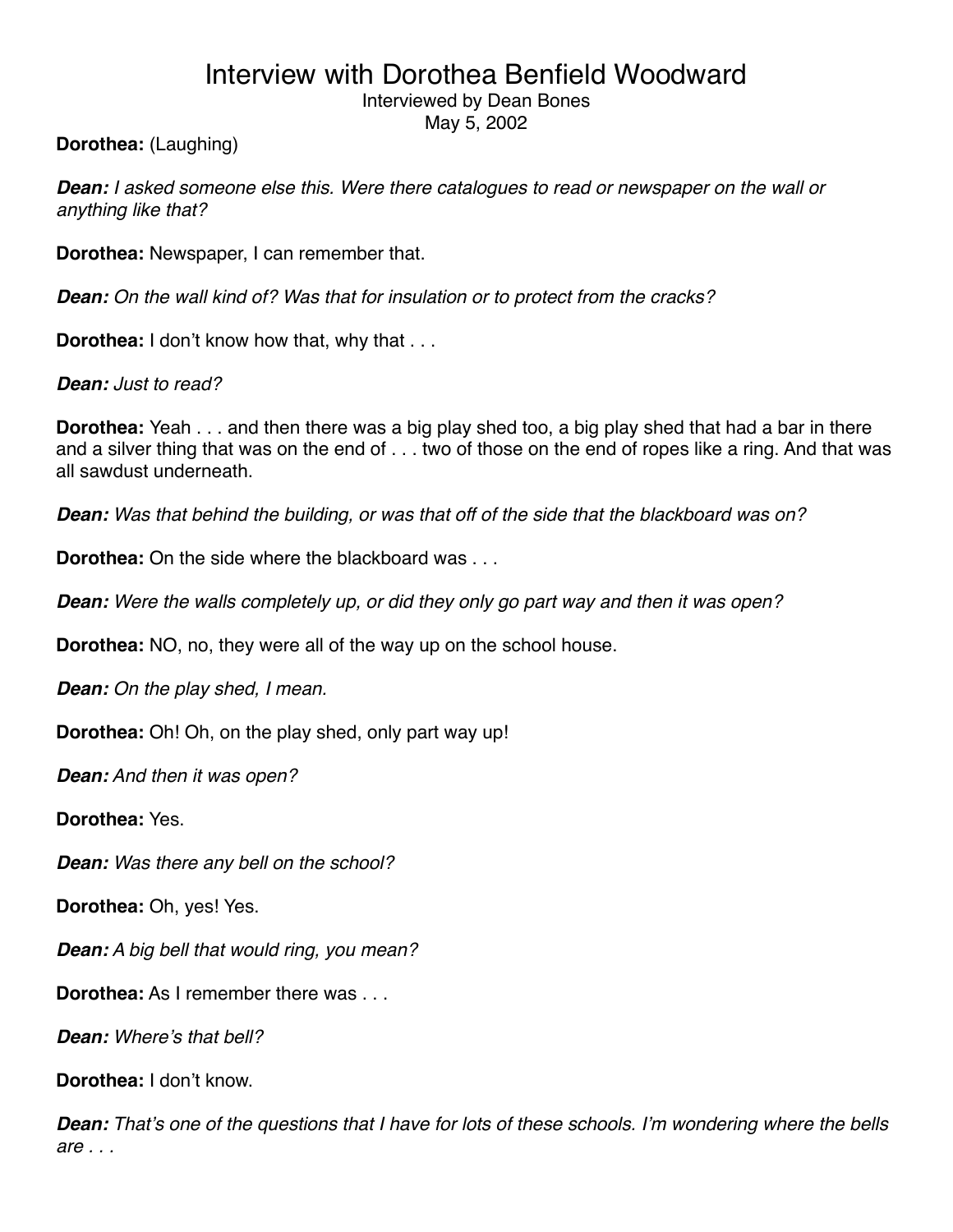# Interview with Dorothea Benfield Woodward

Interviewed by Dean Bones
May 5, 2002

**Dorothea:** (Laughing)

***Dean:*** *I asked someone else this. Were there catalogues to read or newspaper on the wall or anything like that?*

**Dorothea:** Newspaper, I can remember that.

***Dean:*** *On the wall kind of? Was that for insulation or to protect from the cracks?*

**Dorothea:** I don't know how that, why that . . .

***Dean:*** *Just to read?*

**Dorothea:** Yeah . . . and then there was a big play shed too, a big play shed that had a bar in there and a silver thing that was on the end of . . . two of those on the end of ropes like a ring. And that was all sawdust underneath.

***Dean:*** *Was that behind the building, or was that off of the side that the blackboard was on?*

**Dorothea:** On the side where the blackboard was . . .

***Dean:*** *Were the walls completely up, or did they only go part way and then it was open?*

**Dorothea:** NO, no, they were all of the way up on the school house.

***Dean:*** *On the play shed, I mean.*

**Dorothea:** Oh! Oh, on the play shed, only part way up!

***Dean:*** *And then it was open?*

**Dorothea:** Yes.

***Dean:*** *Was there any bell on the school?*

**Dorothea:** Oh, yes! Yes.

***Dean:*** *A big bell that would ring, you mean?*

**Dorothea:** As I remember there was . . .

***Dean:*** *Where's that bell?*

**Dorothea:** I don't know.

***Dean:*** *That's one of the questions that I have for lots of these schools. I'm wondering where the bells are . . .*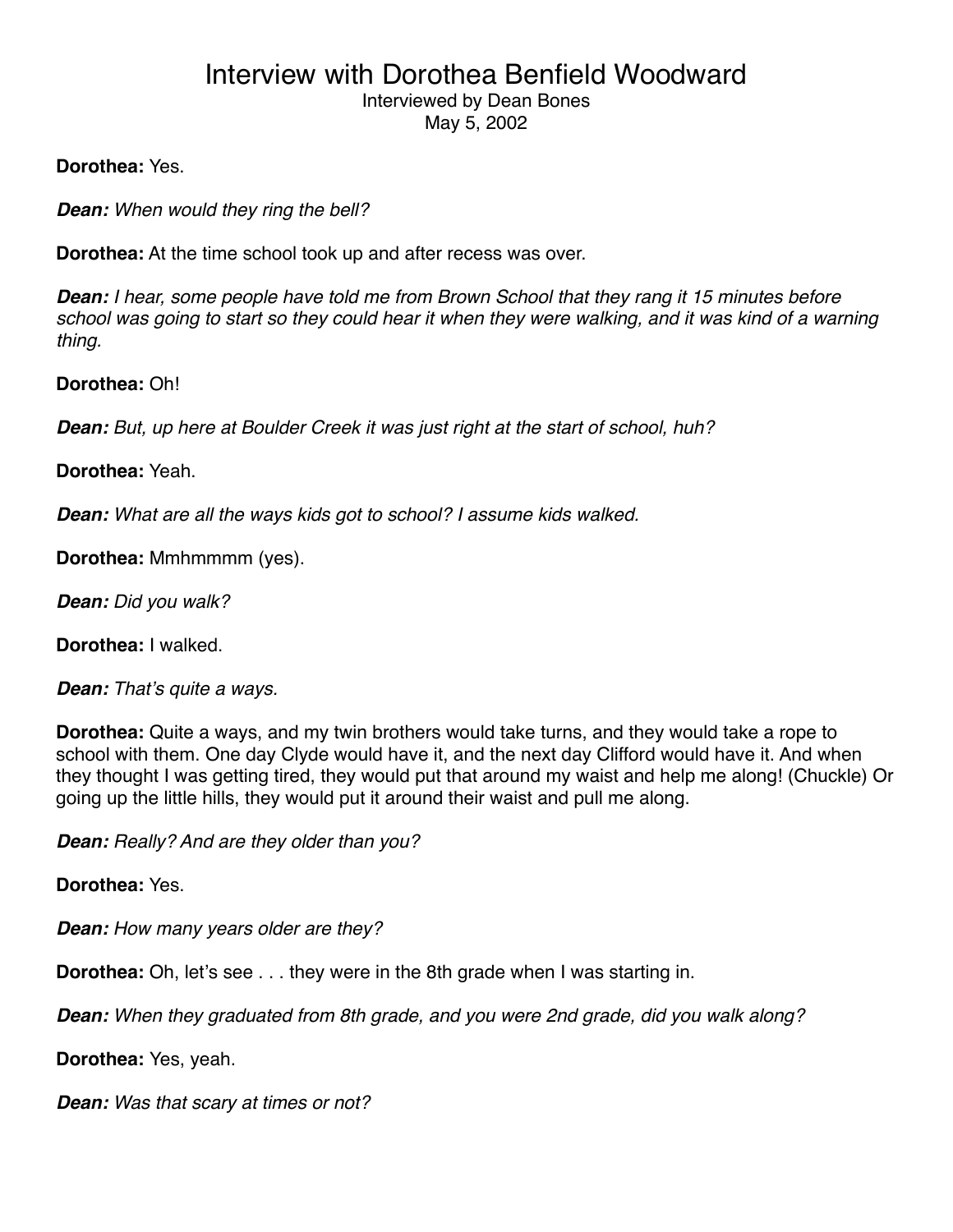# Interview with Dorothea Benfield Woodward

Interviewed by Dean Bones
May 5, 2002

**Dorothea:** Yes.

***Dean:*** *When would they ring the bell?*

**Dorothea:** At the time school took up and after recess was over.

***Dean:*** *I hear, some people have told me from Brown School that they rang it 15 minutes before school was going to start so they could hear it when they were walking, and it was kind of a warning thing.*

**Dorothea:** Oh!

***Dean:*** *But, up here at Boulder Creek it was just right at the start of school, huh?*

**Dorothea:** Yeah.

***Dean:*** *What are all the ways kids got to school? I assume kids walked.*

**Dorothea:** Mmhmmmm (yes).

***Dean:*** *Did you walk?*

**Dorothea:** I walked.

***Dean:*** *That's quite a ways.*

**Dorothea:** Quite a ways, and my twin brothers would take turns, and they would take a rope to school with them. One day Clyde would have it, and the next day Clifford would have it. And when they thought I was getting tired, they would put that around my waist and help me along! (Chuckle) Or going up the little hills, they would put it around their waist and pull me along.

***Dean:*** *Really? And are they older than you?*

**Dorothea:** Yes.

***Dean:*** *How many years older are they?*

**Dorothea:** Oh, let's see . . . they were in the 8th grade when I was starting in.

***Dean:*** *When they graduated from 8th grade, and you were 2nd grade, did you walk along?*

**Dorothea:** Yes, yeah.

***Dean:*** *Was that scary at times or not?*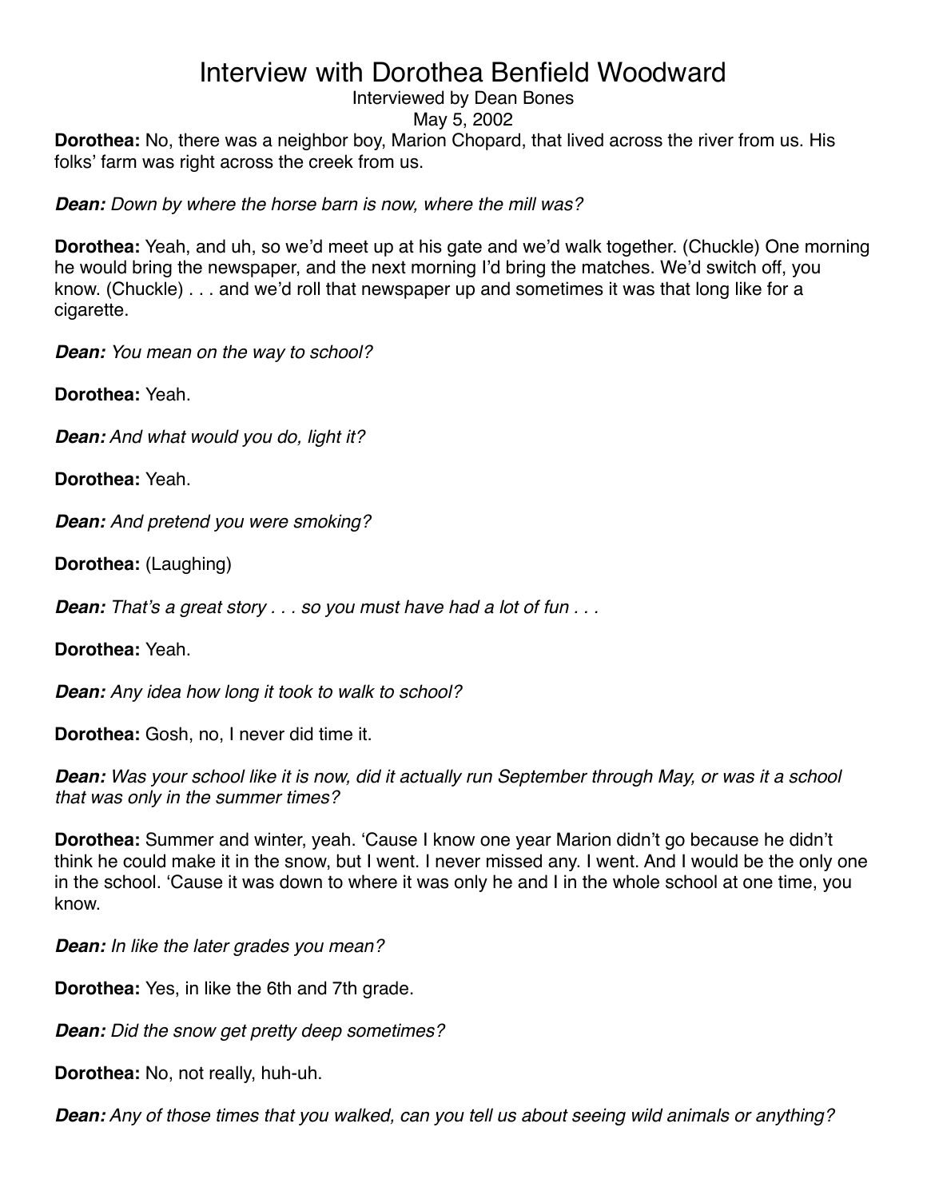# Interview with Dorothea Benfield Woodward

Interviewed by Dean Bones

May 5, 2002

**Dorothea:** No, there was a neighbor boy, Marion Chopard, that lived across the river from us. His folks' farm was right across the creek from us.

***Dean:*** *Down by where the horse barn is now, where the mill was?*

**Dorothea:** Yeah, and uh, so we'd meet up at his gate and we'd walk together. (Chuckle) One morning he would bring the newspaper, and the next morning I'd bring the matches. We'd switch off, you know. (Chuckle) . . . and we'd roll that newspaper up and sometimes it was that long like for a cigarette.

***Dean:*** *You mean on the way to school?*

**Dorothea:** Yeah.

***Dean:*** *And what would you do, light it?*

**Dorothea:** Yeah.

***Dean:*** *And pretend you were smoking?*

**Dorothea:** (Laughing)

***Dean:*** *That's a great story . . . so you must have had a lot of fun . . .*

**Dorothea:** Yeah.

***Dean:*** *Any idea how long it took to walk to school?*

**Dorothea:** Gosh, no, I never did time it.

***Dean:*** *Was your school like it is now, did it actually run September through May, or was it a school that was only in the summer times?*

**Dorothea:** Summer and winter, yeah. 'Cause I know one year Marion didn't go because he didn't think he could make it in the snow, but I went. I never missed any. I went. And I would be the only one in the school. 'Cause it was down to where it was only he and I in the whole school at one time, you know.

***Dean:*** *In like the later grades you mean?*

**Dorothea:** Yes, in like the 6th and 7th grade.

***Dean:*** *Did the snow get pretty deep sometimes?*

**Dorothea:** No, not really, huh-uh.

***Dean:*** *Any of those times that you walked, can you tell us about seeing wild animals or anything?*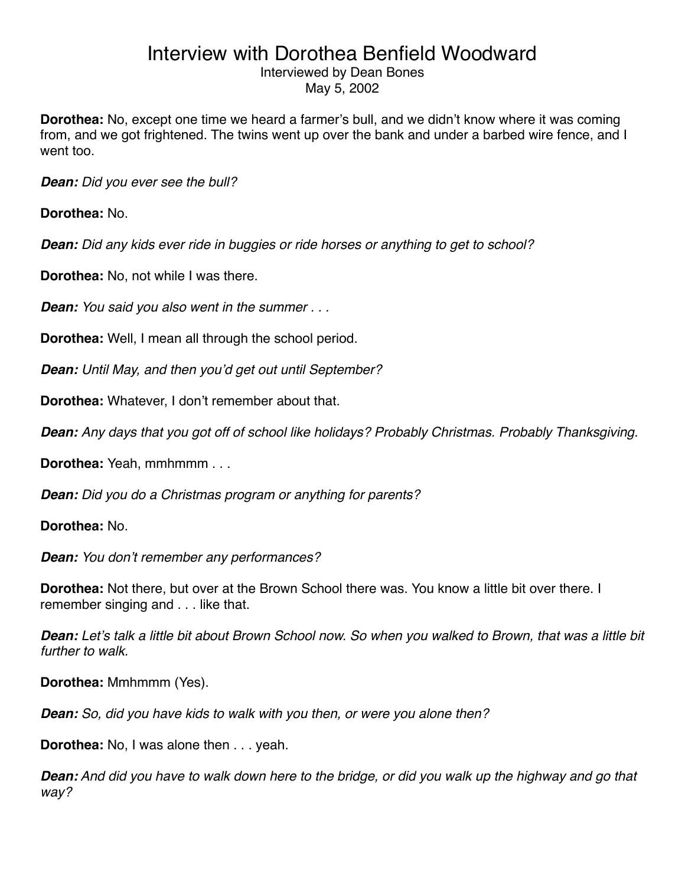# Interview with Dorothea Benfield Woodward

Interviewed by Dean Bones
May 5, 2002

**Dorothea:** No, except one time we heard a farmer's bull, and we didn't know where it was coming from, and we got frightened. The twins went up over the bank and under a barbed wire fence, and I went too.

***Dean:*** *Did you ever see the bull?*

**Dorothea:** No.

***Dean:*** *Did any kids ever ride in buggies or ride horses or anything to get to school?*

**Dorothea:** No, not while I was there.

***Dean:*** *You said you also went in the summer . . .*

**Dorothea:** Well, I mean all through the school period.

***Dean:*** *Until May, and then you'd get out until September?*

**Dorothea:** Whatever, I don't remember about that.

***Dean:*** *Any days that you got off of school like holidays? Probably Christmas. Probably Thanksgiving.*

**Dorothea:** Yeah, mmhmmm . . .

***Dean:*** *Did you do a Christmas program or anything for parents?*

**Dorothea:** No.

***Dean:*** *You don't remember any performances?*

**Dorothea:** Not there, but over at the Brown School there was. You know a little bit over there. I remember singing and . . . like that.

***Dean:*** *Let's talk a little bit about Brown School now. So when you walked to Brown, that was a little bit further to walk.*

**Dorothea:** Mmhmmm (Yes).

***Dean:*** *So, did you have kids to walk with you then, or were you alone then?*

**Dorothea:** No, I was alone then . . . yeah.

***Dean:*** *And did you have to walk down here to the bridge, or did you walk up the highway and go that way?*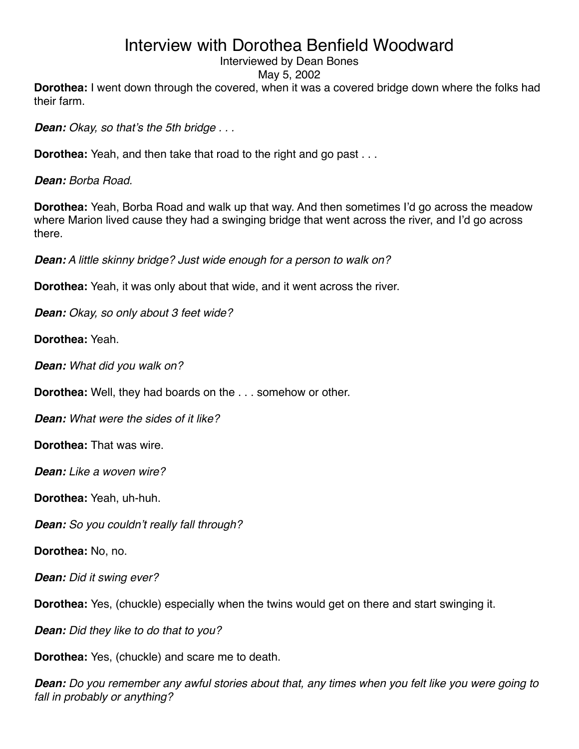# Interview with Dorothea Benfield Woodward

Interviewed by Dean Bones

May 5, 2002

**Dorothea:** I went down through the covered, when it was a covered bridge down where the folks had their farm.

***Dean:*** *Okay, so that's the 5th bridge . . .*

**Dorothea:** Yeah, and then take that road to the right and go past . . .

***Dean:*** *Borba Road.*

**Dorothea:** Yeah, Borba Road and walk up that way. And then sometimes I'd go across the meadow where Marion lived cause they had a swinging bridge that went across the river, and I'd go across there.

***Dean:*** *A little skinny bridge? Just wide enough for a person to walk on?*

**Dorothea:** Yeah, it was only about that wide, and it went across the river.

***Dean:*** *Okay, so only about 3 feet wide?*

**Dorothea:** Yeah.

***Dean:*** *What did you walk on?*

**Dorothea:** Well, they had boards on the . . . somehow or other.

***Dean:*** *What were the sides of it like?*

**Dorothea:** That was wire.

***Dean:*** *Like a woven wire?*

**Dorothea:** Yeah, uh-huh.

***Dean:*** *So you couldn't really fall through?*

**Dorothea:** No, no.

***Dean:*** *Did it swing ever?*

**Dorothea:** Yes, (chuckle) especially when the twins would get on there and start swinging it.

***Dean:*** *Did they like to do that to you?*

**Dorothea:** Yes, (chuckle) and scare me to death.

***Dean:*** *Do you remember any awful stories about that, any times when you felt like you were going to fall in probably or anything?*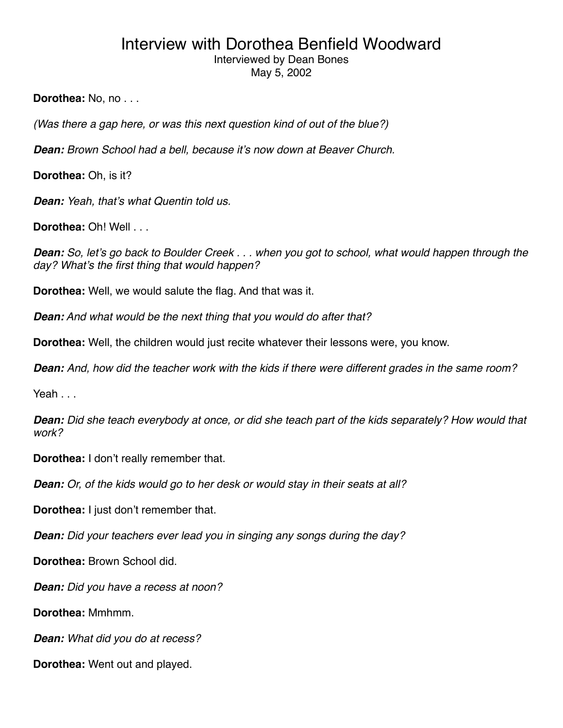# Interview with Dorothea Benfield Woodward

Interviewed by Dean Bones
May 5, 2002

**Dorothea:** No, no . . .

*(Was there a gap here, or was this next question kind of out of the blue?)*

***Dean:*** *Brown School had a bell, because it's now down at Beaver Church.*

**Dorothea:** Oh, is it?

***Dean:*** *Yeah, that's what Quentin told us.*

**Dorothea:** Oh! Well . . .

***Dean:*** *So, let's go back to Boulder Creek . . . when you got to school, what would happen through the day? What's the first thing that would happen?*

**Dorothea:** Well, we would salute the flag. And that was it.

***Dean:*** *And what would be the next thing that you would do after that?*

**Dorothea:** Well, the children would just recite whatever their lessons were, you know.

***Dean:*** *And, how did the teacher work with the kids if there were different grades in the same room?*

Yeah . . .

***Dean:*** *Did she teach everybody at once, or did she teach part of the kids separately? How would that work?*

**Dorothea:** I don't really remember that.

***Dean:*** *Or, of the kids would go to her desk or would stay in their seats at all?*

**Dorothea:** I just don't remember that.

***Dean:*** *Did your teachers ever lead you in singing any songs during the day?*

**Dorothea:** Brown School did.

***Dean:*** *Did you have a recess at noon?*

**Dorothea:** Mmhmm.

***Dean:*** *What did you do at recess?*

**Dorothea:** Went out and played.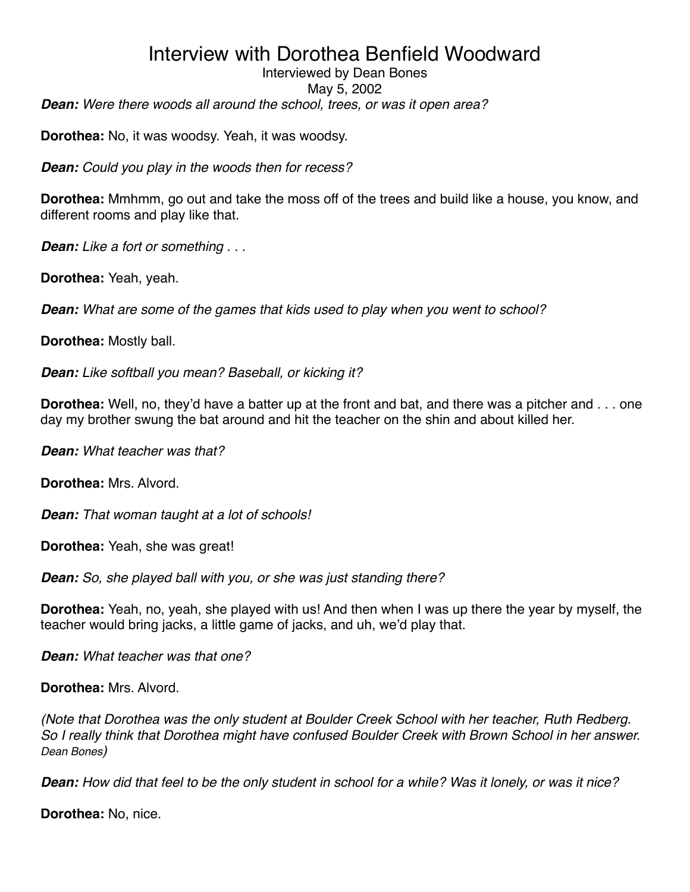# Interview with Dorothea Benfield Woodward

Interviewed by Dean Bones

May 5, 2002

***Dean:*** *Were there woods all around the school, trees, or was it open area?*

**Dorothea:** No, it was woodsy. Yeah, it was woodsy.

***Dean:*** *Could you play in the woods then for recess?*

**Dorothea:** Mmhmm, go out and take the moss off of the trees and build like a house, you know, and different rooms and play like that.

***Dean:*** *Like a fort or something . . .*

**Dorothea:** Yeah, yeah.

***Dean:*** *What are some of the games that kids used to play when you went to school?*

**Dorothea:** Mostly ball.

***Dean:*** *Like softball you mean? Baseball, or kicking it?*

**Dorothea:** Well, no, they'd have a batter up at the front and bat, and there was a pitcher and . . . one day my brother swung the bat around and hit the teacher on the shin and about killed her.

***Dean:*** *What teacher was that?*

**Dorothea:** Mrs. Alvord.

***Dean:*** *That woman taught at a lot of schools!*

**Dorothea:** Yeah, she was great!

***Dean:*** *So, she played ball with you, or she was just standing there?*

**Dorothea:** Yeah, no, yeah, she played with us! And then when I was up there the year by myself, the teacher would bring jacks, a little game of jacks, and uh, we'd play that.

***Dean:*** *What teacher was that one?*

**Dorothea:** Mrs. Alvord.

*(Note that Dorothea was the only student at Boulder Creek School with her teacher, Ruth Redberg. So I really think that Dorothea might have confused Boulder Creek with Brown School in her answer. Dean Bones)*

***Dean:*** *How did that feel to be the only student in school for a while? Was it lonely, or was it nice?*

**Dorothea:** No, nice.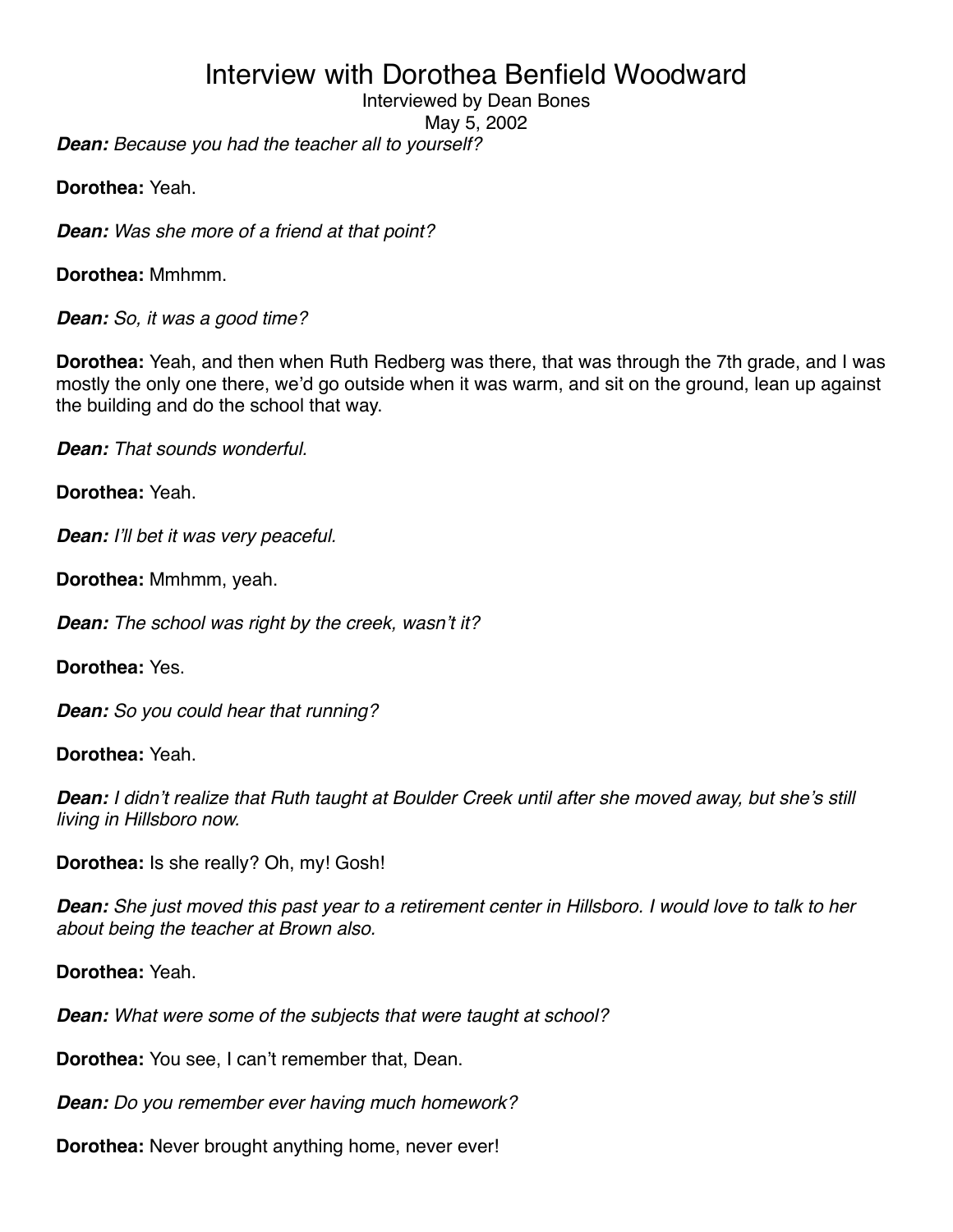**Dean:** *Because you had the teacher all to yourself?*

**Dorothea:** Yeah.

**Dean:** *Was she more of a friend at that point?*

**Dorothea:** Mmhmm.

**Dean:** *So, it was a good time?*

**Dorothea:** Yeah, and then when Ruth Redberg was there, that was through the 7th grade, and I was mostly the only one there, we'd go outside when it was warm, and sit on the ground, lean up against the building and do the school that way.

**Dean:** *That sounds wonderful.*

**Dorothea:** Yeah.

**Dean:** *I'll bet it was very peaceful.*

**Dorothea:** Mmhmm, yeah.

**Dean:** *The school was right by the creek, wasn't it?*

**Dorothea:** Yes.

**Dean:** *So you could hear that running?*

**Dorothea:** Yeah.

**Dean:** *I didn't realize that Ruth taught at Boulder Creek until after she moved away, but she's still living in Hillsboro now.*

**Dorothea:** Is she really? Oh, my! Gosh!

**Dean:** *She just moved this past year to a retirement center in Hillsboro. I would love to talk to her about being the teacher at Brown also.*

**Dorothea:** Yeah.

**Dean:** *What were some of the subjects that were taught at school?*

**Dorothea:** You see, I can't remember that, Dean.

**Dean:** *Do you remember ever having much homework?*

**Dorothea:** Never brought anything home, never ever!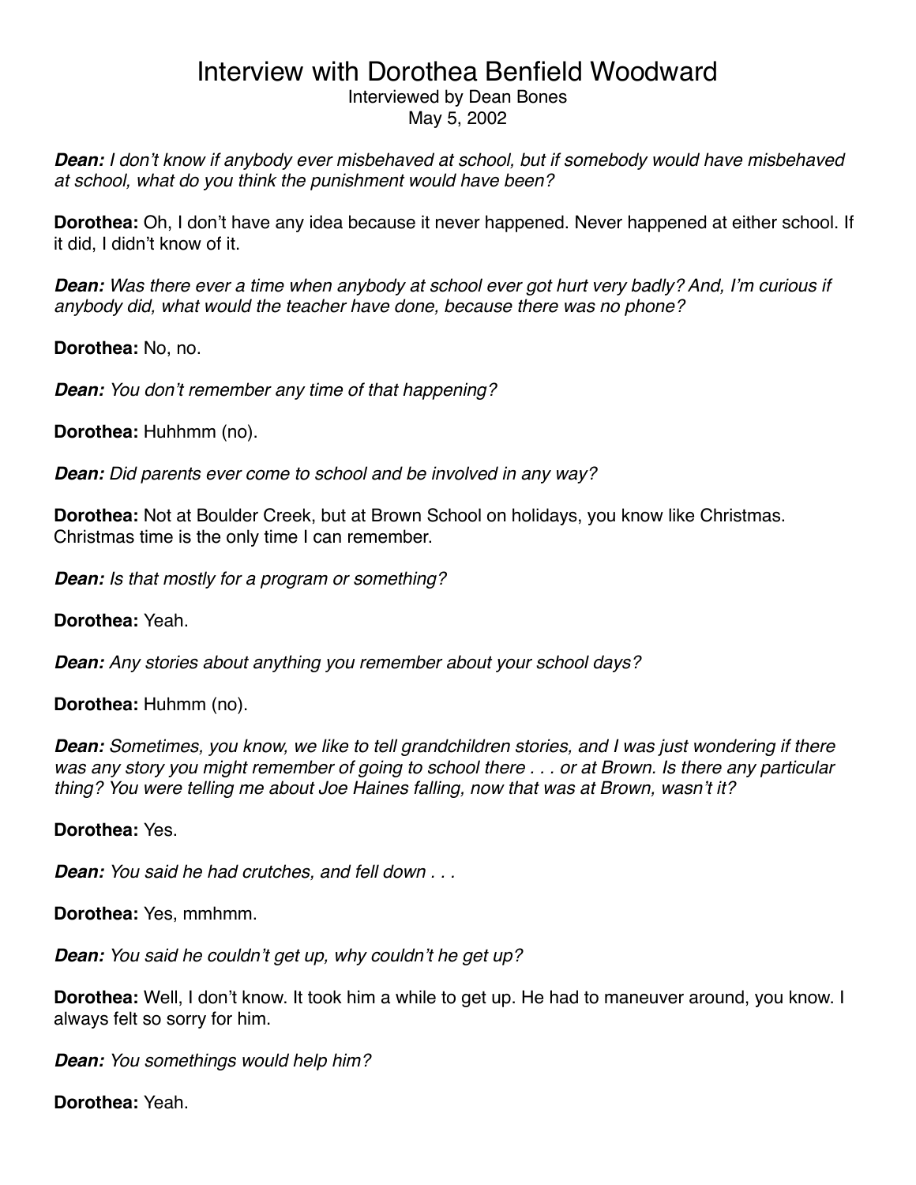# Interview with Dorothea Benfield Woodward

Interviewed by Dean Bones
May 5, 2002

***Dean:*** *I don't know if anybody ever misbehaved at school, but if somebody would have misbehaved at school, what do you think the punishment would have been?*

**Dorothea:** Oh, I don't have any idea because it never happened. Never happened at either school. If it did, I didn't know of it.

***Dean:*** *Was there ever a time when anybody at school ever got hurt very badly? And, I'm curious if anybody did, what would the teacher have done, because there was no phone?*

**Dorothea:** No, no.

***Dean:*** *You don't remember any time of that happening?*

**Dorothea:** Huhhmm (no).

***Dean:*** *Did parents ever come to school and be involved in any way?*

**Dorothea:** Not at Boulder Creek, but at Brown School on holidays, you know like Christmas. Christmas time is the only time I can remember.

***Dean:*** *Is that mostly for a program or something?*

**Dorothea:** Yeah.

***Dean:*** *Any stories about anything you remember about your school days?*

**Dorothea:** Huhmm (no).

***Dean:*** *Sometimes, you know, we like to tell grandchildren stories, and I was just wondering if there was any story you might remember of going to school there . . . or at Brown. Is there any particular thing? You were telling me about Joe Haines falling, now that was at Brown, wasn't it?*

**Dorothea:** Yes.

***Dean:*** *You said he had crutches, and fell down . . .*

**Dorothea:** Yes, mmhmm.

***Dean:*** *You said he couldn't get up, why couldn't he get up?*

**Dorothea:** Well, I don't know. It took him a while to get up. He had to maneuver around, you know. I always felt so sorry for him.

***Dean:*** *You somethings would help him?*

**Dorothea:** Yeah.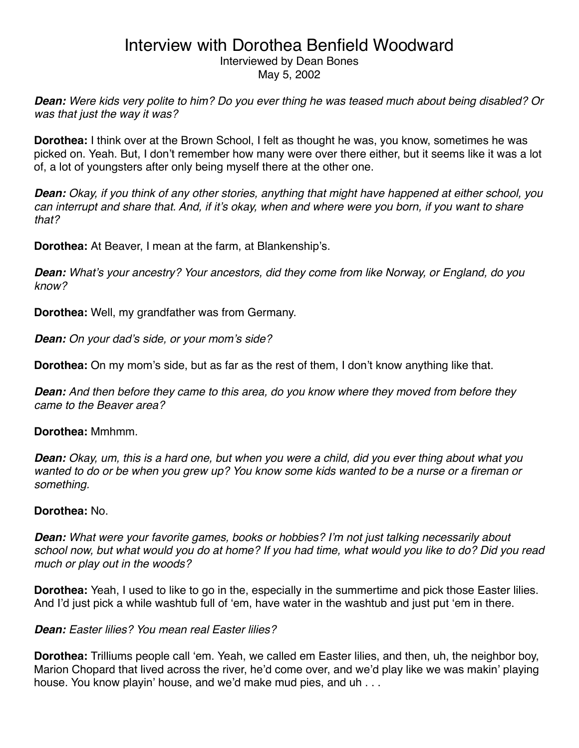# Interview with Dorothea Benfield Woodward

Interviewed by Dean Bones

May 5, 2002

***Dean:*** *Were kids very polite to him? Do you ever thing he was teased much about being disabled? Or was that just the way it was?*

**Dorothea:** I think over at the Brown School, I felt as thought he was, you know, sometimes he was picked on. Yeah. But, I don't remember how many were over there either, but it seems like it was a lot of, a lot of youngsters after only being myself there at the other one.

***Dean:*** *Okay, if you think of any other stories, anything that might have happened at either school, you can interrupt and share that. And, if it's okay, when and where were you born, if you want to share that?*

**Dorothea:** At Beaver, I mean at the farm, at Blankenship's.

***Dean:*** *What's your ancestry? Your ancestors, did they come from like Norway, or England, do you know?*

**Dorothea:** Well, my grandfather was from Germany.

***Dean:*** *On your dad's side, or your mom's side?*

**Dorothea:** On my mom's side, but as far as the rest of them, I don't know anything like that.

***Dean:*** *And then before they came to this area, do you know where they moved from before they came to the Beaver area?*

**Dorothea:** Mmhmm.

***Dean:*** *Okay, um, this is a hard one, but when you were a child, did you ever thing about what you wanted to do or be when you grew up? You know some kids wanted to be a nurse or a fireman or something.*

**Dorothea:** No.

***Dean:*** *What were your favorite games, books or hobbies? I'm not just talking necessarily about school now, but what would you do at home? If you had time, what would you like to do? Did you read much or play out in the woods?*

**Dorothea:** Yeah, I used to like to go in the, especially in the summertime and pick those Easter lilies. And I'd just pick a while washtub full of 'em, have water in the washtub and just put 'em in there.

***Dean:*** *Easter lilies? You mean real Easter lilies?*

**Dorothea:** Trilliums people call 'em. Yeah, we called em Easter lilies, and then, uh, the neighbor boy, Marion Chopard that lived across the river, he'd come over, and we'd play like we was makin' playing house. You know playin' house, and we'd make mud pies, and uh . . .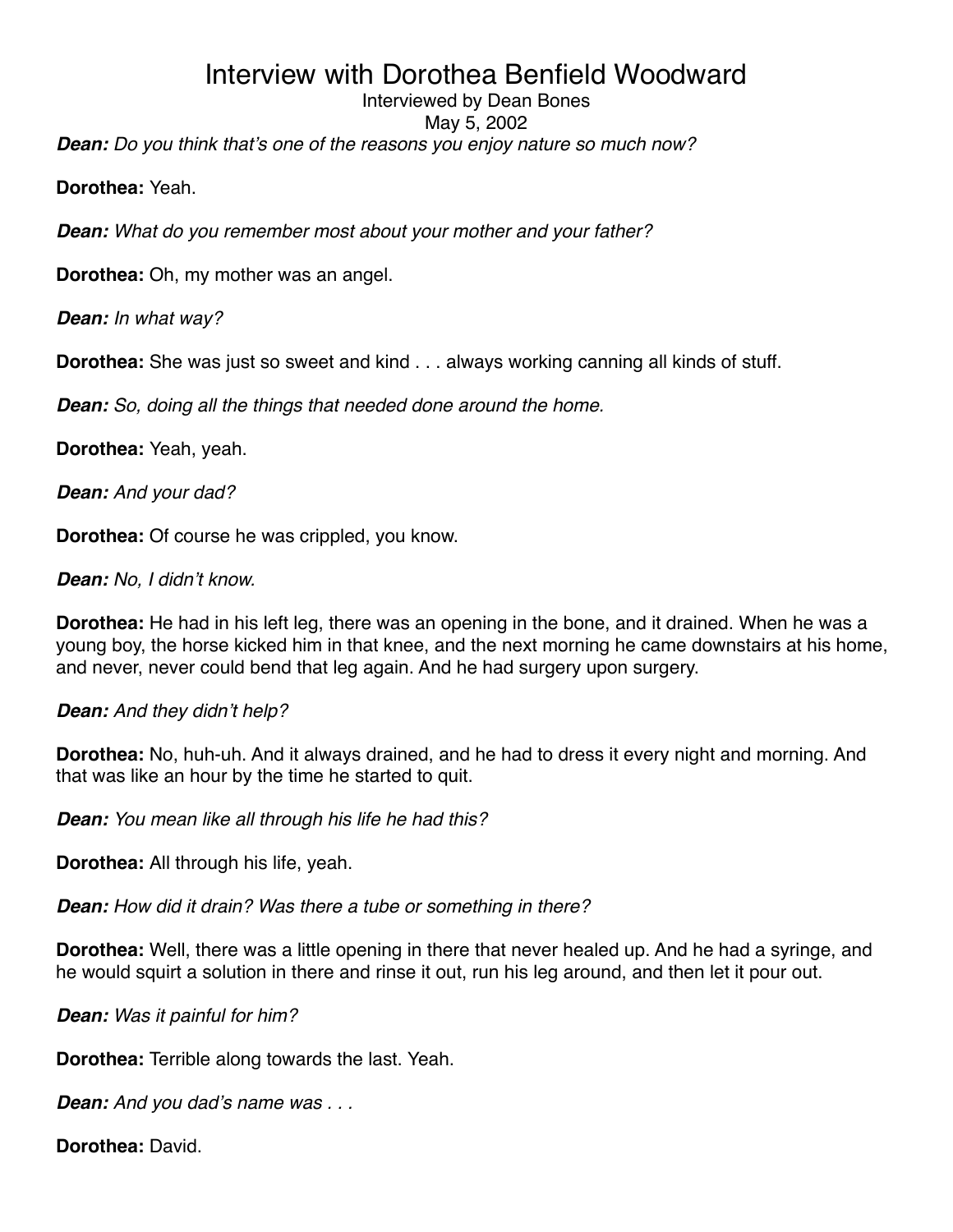# Interview with Dorothea Benfield Woodward

Interviewed by Dean Bones

May 5, 2002

***Dean:*** *Do you think that's one of the reasons you enjoy nature so much now?*

**Dorothea:** Yeah.

***Dean:*** *What do you remember most about your mother and your father?*

**Dorothea:** Oh, my mother was an angel.

***Dean:*** *In what way?*

**Dorothea:** She was just so sweet and kind . . . always working canning all kinds of stuff.

***Dean:*** *So, doing all the things that needed done around the home.*

**Dorothea:** Yeah, yeah.

***Dean:*** *And your dad?*

**Dorothea:** Of course he was crippled, you know.

***Dean:*** *No, I didn't know.*

**Dorothea:** He had in his left leg, there was an opening in the bone, and it drained. When he was a young boy, the horse kicked him in that knee, and the next morning he came downstairs at his home, and never, never could bend that leg again. And he had surgery upon surgery.

***Dean:*** *And they didn't help?*

**Dorothea:** No, huh-uh. And it always drained, and he had to dress it every night and morning. And that was like an hour by the time he started to quit.

***Dean:*** *You mean like all through his life he had this?*

**Dorothea:** All through his life, yeah.

***Dean:*** *How did it drain? Was there a tube or something in there?*

**Dorothea:** Well, there was a little opening in there that never healed up. And he had a syringe, and he would squirt a solution in there and rinse it out, run his leg around, and then let it pour out.

***Dean:*** *Was it painful for him?*

**Dorothea:** Terrible along towards the last. Yeah.

***Dean:*** *And you dad's name was . . .*

**Dorothea:** David.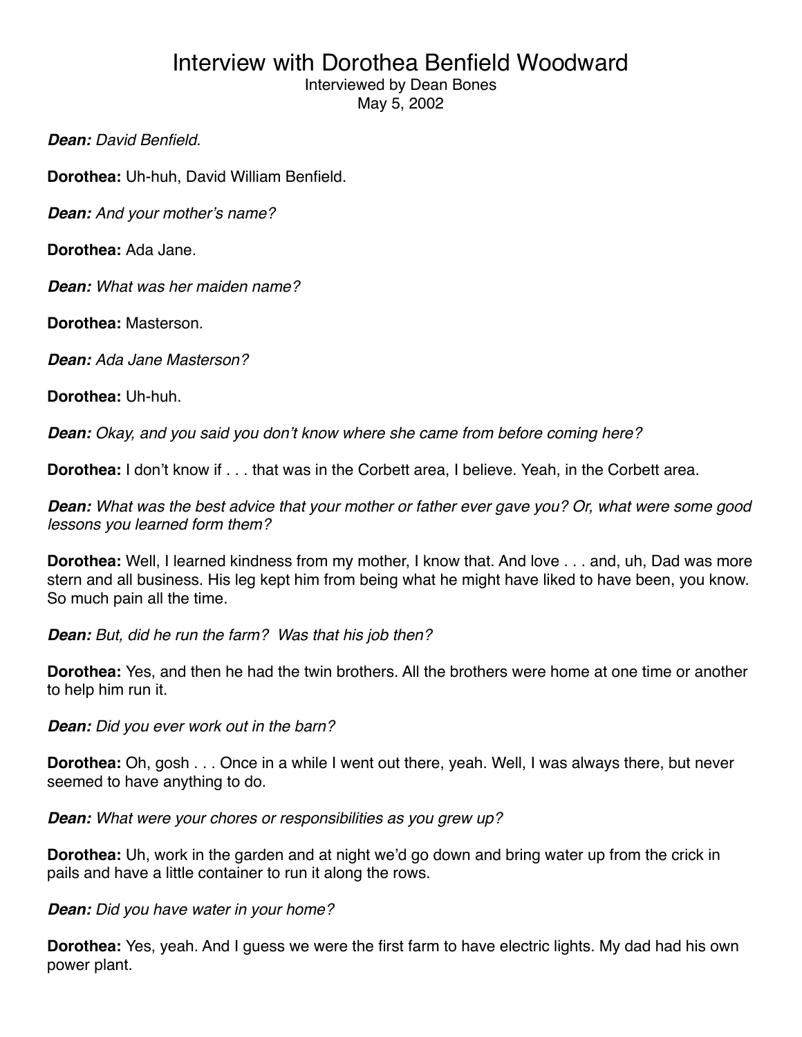# Interview with Dorothea Benfield Woodward

Interviewed by Dean Bones

May 5, 2002

***Dean:*** *David Benfield.*

**Dorothea:** Uh-huh, David William Benfield.

***Dean:*** *And your mother's name?*

**Dorothea:** Ada Jane.

***Dean:*** *What was her maiden name?*

**Dorothea:** Masterson.

***Dean:*** *Ada Jane Masterson?*

**Dorothea:** Uh-huh.

***Dean:*** *Okay, and you said you don't know where she came from before coming here?*

**Dorothea:** I don't know if . . . that was in the Corbett area, I believe. Yeah, in the Corbett area.

***Dean:*** *What was the best advice that your mother or father ever gave you? Or, what were some good lessons you learned form them?*

**Dorothea:** Well, I learned kindness from my mother, I know that. And love . . . and, uh, Dad was more stern and all business. His leg kept him from being what he might have liked to have been, you know. So much pain all the time.

***Dean:*** *But, did he run the farm? Was that his job then?*

**Dorothea:** Yes, and then he had the twin brothers. All the brothers were home at one time or another to help him run it.

***Dean:*** *Did you ever work out in the barn?*

**Dorothea:** Oh, gosh . . . Once in a while I went out there, yeah. Well, I was always there, but never seemed to have anything to do.

***Dean:*** *What were your chores or responsibilities as you grew up?*

**Dorothea:** Uh, work in the garden and at night we'd go down and bring water up from the crick in pails and have a little container to run it along the rows.

***Dean:*** *Did you have water in your home?*

**Dorothea:** Yes, yeah. And I guess we were the first farm to have electric lights. My dad had his own power plant.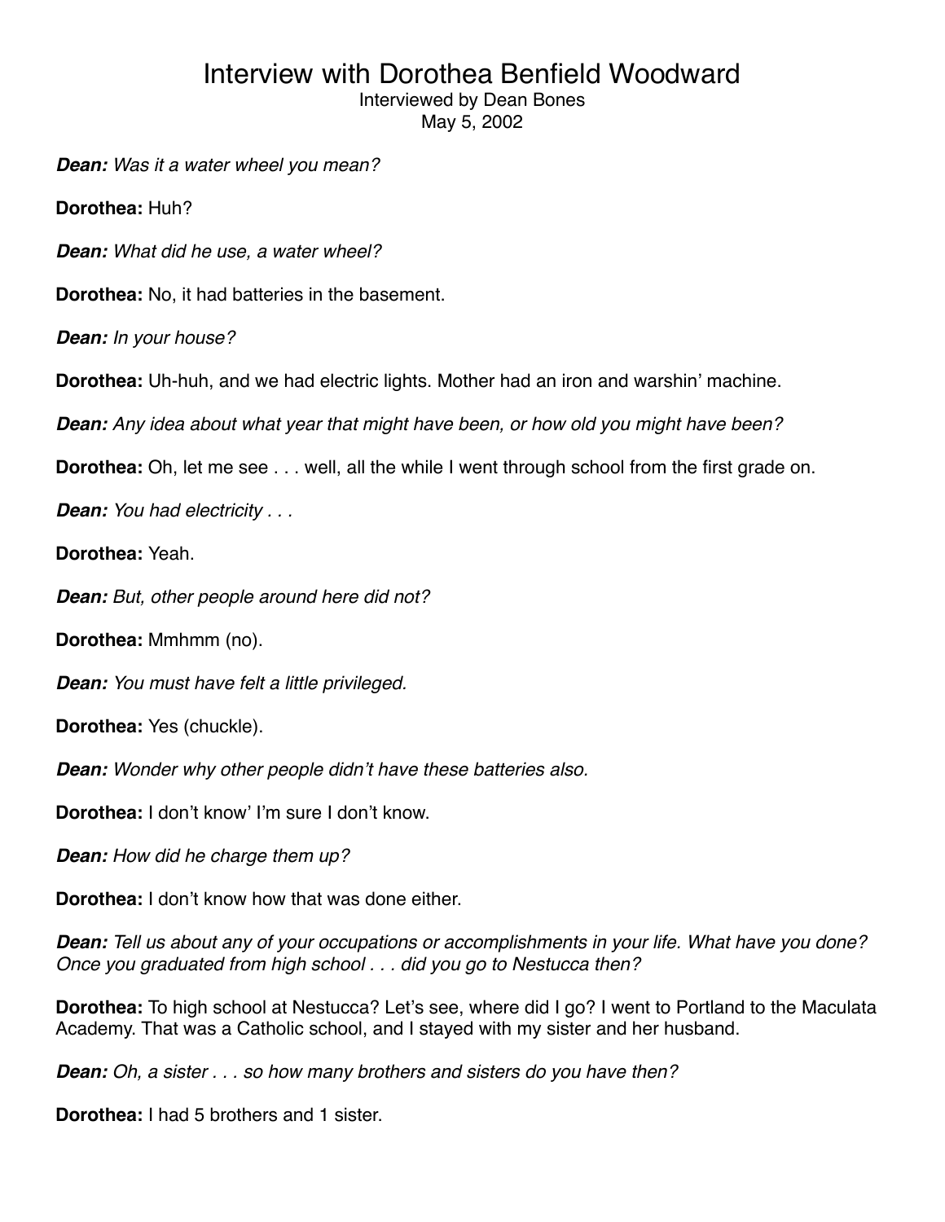# Interview with Dorothea Benfield Woodward

Interviewed by Dean Bones
May 5, 2002

***Dean:*** *Was it a water wheel you mean?*

**Dorothea:** Huh?

***Dean:*** *What did he use, a water wheel?*

**Dorothea:** No, it had batteries in the basement.

***Dean:*** *In your house?*

**Dorothea:** Uh-huh, and we had electric lights. Mother had an iron and warshin' machine.

***Dean:*** *Any idea about what year that might have been, or how old you might have been?*

**Dorothea:** Oh, let me see . . . well, all the while I went through school from the first grade on.

***Dean:*** *You had electricity . . .*

**Dorothea:** Yeah.

***Dean:*** *But, other people around here did not?*

**Dorothea:** Mmhmm (no).

***Dean:*** *You must have felt a little privileged.*

**Dorothea:** Yes (chuckle).

***Dean:*** *Wonder why other people didn't have these batteries also.*

**Dorothea:** I don't know' I'm sure I don't know.

***Dean:*** *How did he charge them up?*

**Dorothea:** I don't know how that was done either.

***Dean:*** *Tell us about any of your occupations or accomplishments in your life. What have you done? Once you graduated from high school . . . did you go to Nestucca then?*

**Dorothea:** To high school at Nestucca? Let's see, where did I go? I went to Portland to the Maculata Academy. That was a Catholic school, and I stayed with my sister and her husband.

***Dean:*** *Oh, a sister . . . so how many brothers and sisters do you have then?*

**Dorothea:** I had 5 brothers and 1 sister.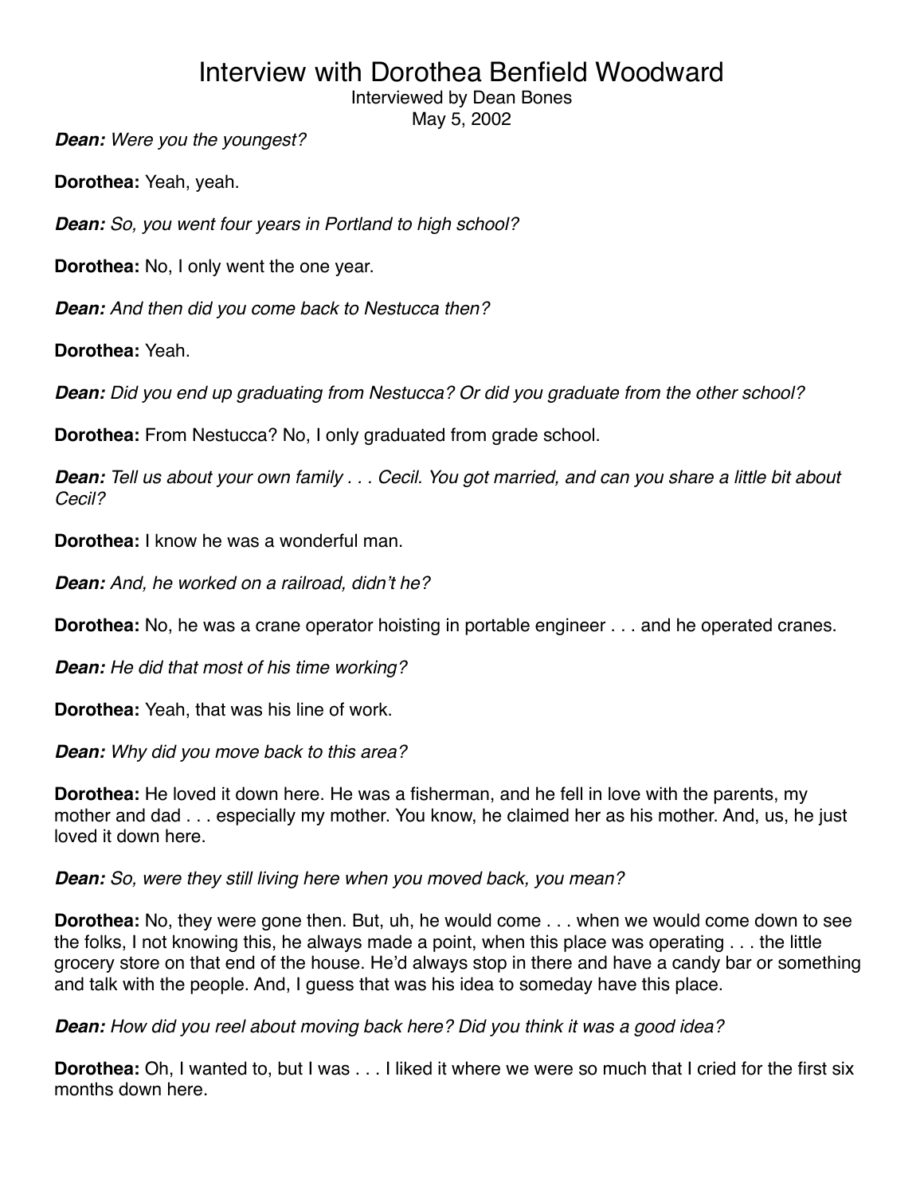# Interview with Dorothea Benfield Woodward

Interviewed by Dean Bones
May 5, 2002

***Dean:*** *Were you the youngest?*

**Dorothea:** Yeah, yeah.

***Dean:*** *So, you went four years in Portland to high school?*

**Dorothea:** No, I only went the one year.

***Dean:*** *And then did you come back to Nestucca then?*

**Dorothea:** Yeah.

***Dean:*** *Did you end up graduating from Nestucca? Or did you graduate from the other school?*

**Dorothea:** From Nestucca? No, I only graduated from grade school.

***Dean:*** *Tell us about your own family . . . Cecil. You got married, and can you share a little bit about Cecil?*

**Dorothea:** I know he was a wonderful man.

***Dean:*** *And, he worked on a railroad, didn't he?*

**Dorothea:** No, he was a crane operator hoisting in portable engineer . . . and he operated cranes.

***Dean:*** *He did that most of his time working?*

**Dorothea:** Yeah, that was his line of work.

***Dean:*** *Why did you move back to this area?*

**Dorothea:** He loved it down here. He was a fisherman, and he fell in love with the parents, my mother and dad . . . especially my mother. You know, he claimed her as his mother. And, us, he just loved it down here.

***Dean:*** *So, were they still living here when you moved back, you mean?*

**Dorothea:** No, they were gone then. But, uh, he would come . . . when we would come down to see the folks, I not knowing this, he always made a point, when this place was operating . . . the little grocery store on that end of the house. He'd always stop in there and have a candy bar or something and talk with the people. And, I guess that was his idea to someday have this place.

***Dean:*** *How did you reel about moving back here? Did you think it was a good idea?*

**Dorothea:** Oh, I wanted to, but I was . . . I liked it where we were so much that I cried for the first six months down here.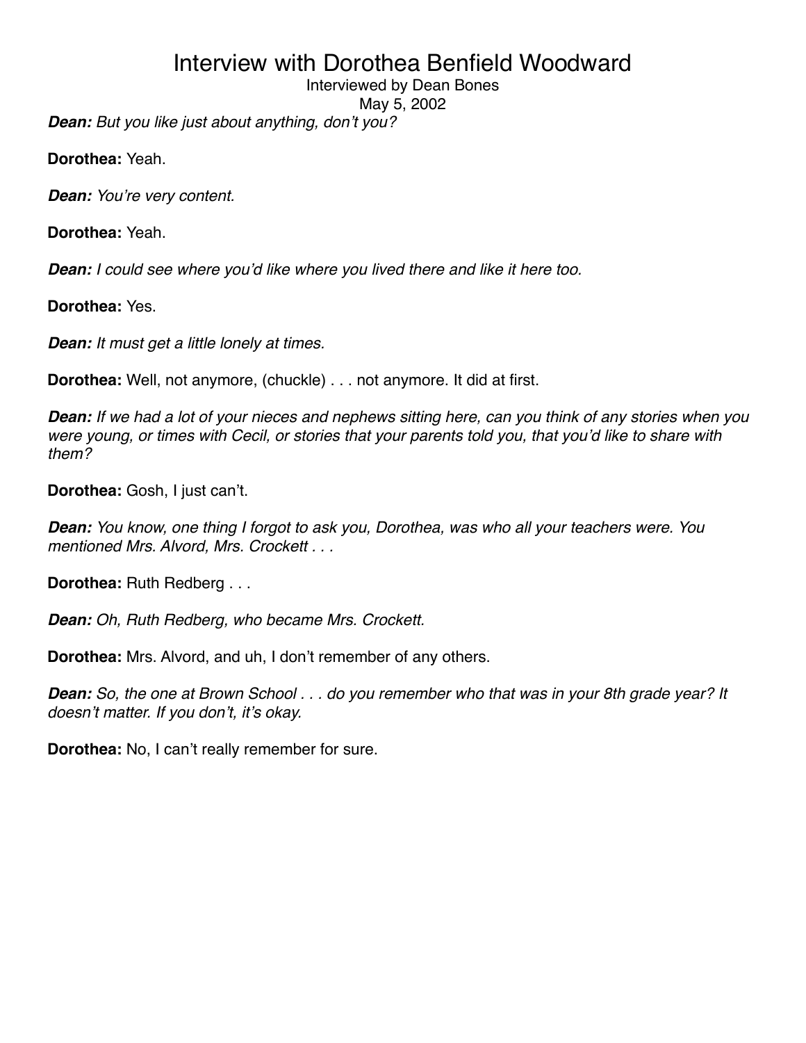# Interview with Dorothea Benfield Woodward

Interviewed by Dean Bones

May 5, 2002

***Dean:*** *But you like just about anything, don't you?*

**Dorothea:** Yeah.

***Dean:*** *You're very content.*

**Dorothea:** Yeah.

***Dean:*** *I could see where you'd like where you lived there and like it here too.*

**Dorothea:** Yes.

***Dean:*** *It must get a little lonely at times.*

**Dorothea:** Well, not anymore, (chuckle) . . . not anymore. It did at first.

***Dean:*** *If we had a lot of your nieces and nephews sitting here, can you think of any stories when you were young, or times with Cecil, or stories that your parents told you, that you'd like to share with them?*

**Dorothea:** Gosh, I just can't.

***Dean:*** *You know, one thing I forgot to ask you, Dorothea, was who all your teachers were. You mentioned Mrs. Alvord, Mrs. Crockett . . .*

**Dorothea:** Ruth Redberg . . .

***Dean:*** *Oh, Ruth Redberg, who became Mrs. Crockett.*

**Dorothea:** Mrs. Alvord, and uh, I don't remember of any others.

***Dean:*** *So, the one at Brown School . . . do you remember who that was in your 8th grade year? It doesn't matter. If you don't, it's okay.*

**Dorothea:** No, I can't really remember for sure.